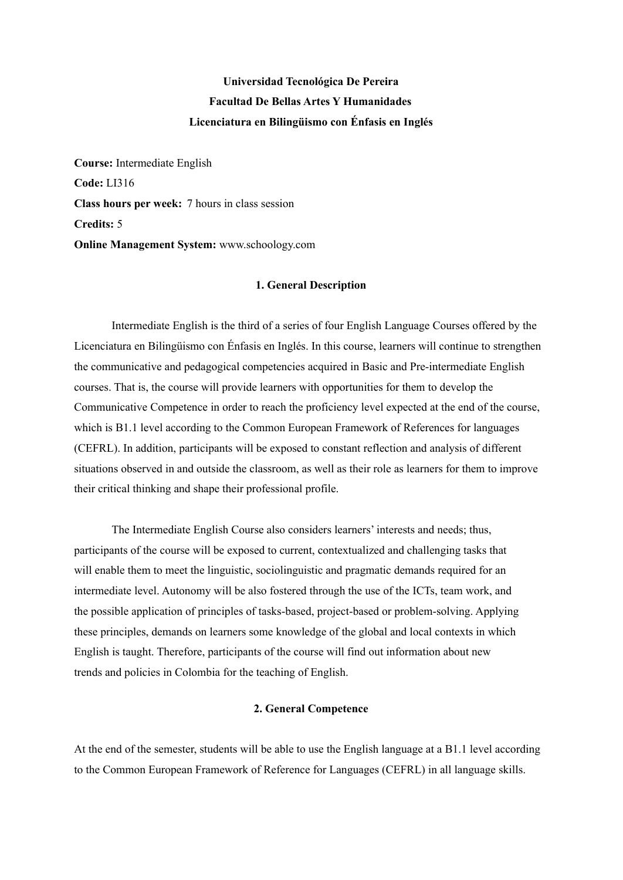**Universidad Tecnológica De Pereira**
**Facultad De Bellas Artes Y Humanidades**
**Licenciatura en Bilingüismo con Énfasis en Inglés**

**Course:** Intermediate English
**Code:** LI316
**Class hours per week:** 7 hours in class session
**Credits:** 5
**Online Management System:** www.schoology.com

## 1. General Description

Intermediate English is the third of a series of four English Language Courses offered by the Licenciatura en Bilingüismo con Énfasis en Inglés. In this course, learners will continue to strengthen the communicative and pedagogical competencies acquired in Basic and Pre-intermediate English courses. That is, the course will provide learners with opportunities for them to develop the Communicative Competence in order to reach the proficiency level expected at the end of the course, which is B1.1 level according to the Common European Framework of References for languages (CEFRL). In addition, participants will be exposed to constant reflection and analysis of different situations observed in and outside the classroom, as well as their role as learners for them to improve their critical thinking and shape their professional profile.

The Intermediate English Course also considers learners' interests and needs; thus, participants of the course will be exposed to current, contextualized and challenging tasks that will enable them to meet the linguistic, sociolinguistic and pragmatic demands required for an intermediate level. Autonomy will be also fostered through the use of the ICTs, team work, and the possible application of principles of tasks-based, project-based or problem-solving. Applying these principles, demands on learners some knowledge of the global and local contexts in which English is taught. Therefore, participants of the course will find out information about new trends and policies in Colombia for the teaching of English.

## 2. General Competence

At the end of the semester, students will be able to use the English language at a B1.1 level according to the Common European Framework of Reference for Languages (CEFRL) in all language skills.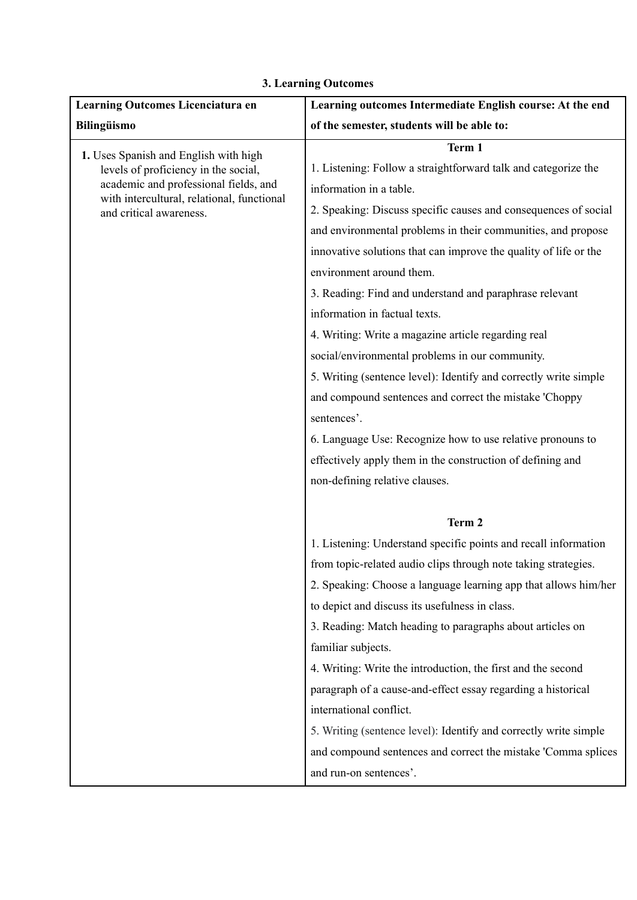### 3. Learning Outcomes

| Learning Outcomes Licenciatura en Bilingüismo | Learning outcomes Intermediate English course: At the end of the semester, students will be able to: |
|---|---|
| **1.** Uses Spanish and English with high levels of proficiency in the social, academic and professional fields, and with intercultural, relational, functional and critical awareness. | **Term 1**<br>1. Listening: Follow a straightforward talk and categorize the information in a table.<br>2. Speaking: Discuss specific causes and consequences of social and environmental problems in their communities, and propose innovative solutions that can improve the quality of life or the environment around them.<br>3. Reading: Find and understand and paraphrase relevant information in factual texts.<br>4. Writing: Write a magazine article regarding real social/environmental problems in our community.<br>5. Writing (sentence level): Identify and correctly write simple and compound sentences and correct the mistake 'Choppy sentences'.<br>6. Language Use: Recognize how to use relative pronouns to effectively apply them in the construction of defining and non-defining relative clauses.<br><br>**Term 2**<br>1. Listening: Understand specific points and recall information from topic-related audio clips through note taking strategies.<br>2. Speaking: Choose a language learning app that allows him/her to depict and discuss its usefulness in class.<br>3. Reading: Match heading to paragraphs about articles on familiar subjects.<br>4. Writing: Write the introduction, the first and the second paragraph of a cause-and-effect essay regarding a historical international conflict.<br>5. Writing (sentence level): Identify and correctly write simple and compound sentences and correct the mistake 'Comma splices and run-on sentences'. |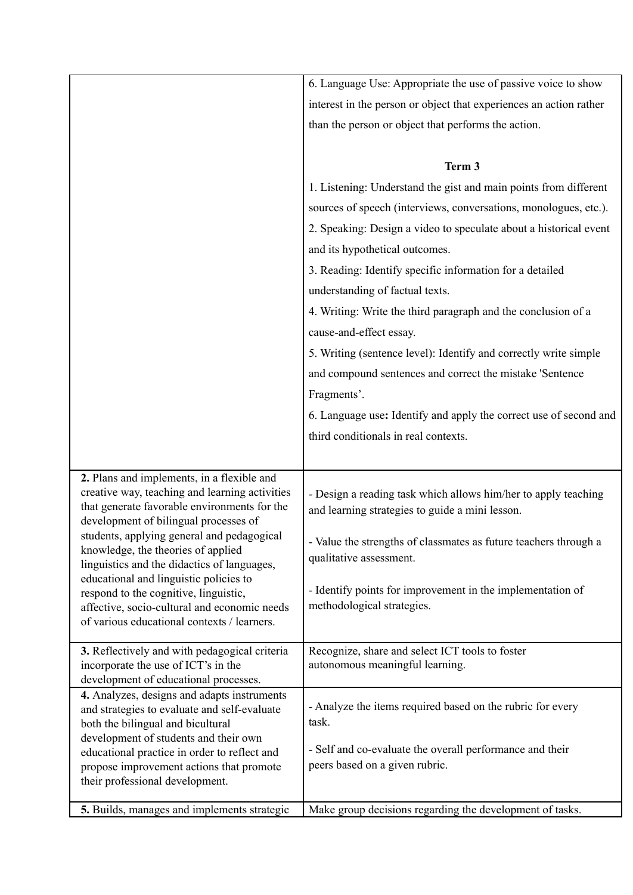| | |
|---|---|
| | 6. Language Use: Appropriate the use of passive voice to show interest in the person or object that experiences an action rather than the person or object that performs the action.<br><br>**Term 3**<br>1. Listening: Understand the gist and main points from different sources of speech (interviews, conversations, monologues, etc.).<br>2. Speaking: Design a video to speculate about a historical event and its hypothetical outcomes.<br>3. Reading: Identify specific information for a detailed understanding of factual texts.<br>4. Writing: Write the third paragraph and the conclusion of a cause-and-effect essay.<br>5. Writing (sentence level): Identify and correctly write simple and compound sentences and correct the mistake 'Sentence Fragments'.<br>6. Language use**:** Identify and apply the correct use of second and third conditionals in real contexts. |
| **2.** Plans and implements, in a flexible and creative way, teaching and learning activities that generate favorable environments for the development of bilingual processes of students, applying general and pedagogical knowledge, the theories of applied linguistics and the didactics of languages, educational and linguistic policies to respond to the cognitive, linguistic, affective, socio-cultural and economic needs of various educational contexts / learners. | - Design a reading task which allows him/her to apply teaching and learning strategies to guide a mini lesson.<br><br>- Value the strengths of classmates as future teachers through a qualitative assessment.<br><br>- Identify points for improvement in the implementation of methodological strategies. |
| **3.** Reflectively and with pedagogical criteria incorporate the use of ICT's in the development of educational processes. | Recognize, share and select ICT tools to foster autonomous meaningful learning. |
| **4.** Analyzes, designs and adapts instruments and strategies to evaluate and self-evaluate both the bilingual and bicultural development of students and their own educational practice in order to reflect and propose improvement actions that promote their professional development. | - Analyze the items required based on the rubric for every task.<br><br>- Self and co-evaluate the overall performance and their peers based on a given rubric. |
| **5.** Builds, manages and implements strategic | Make group decisions regarding the development of tasks. |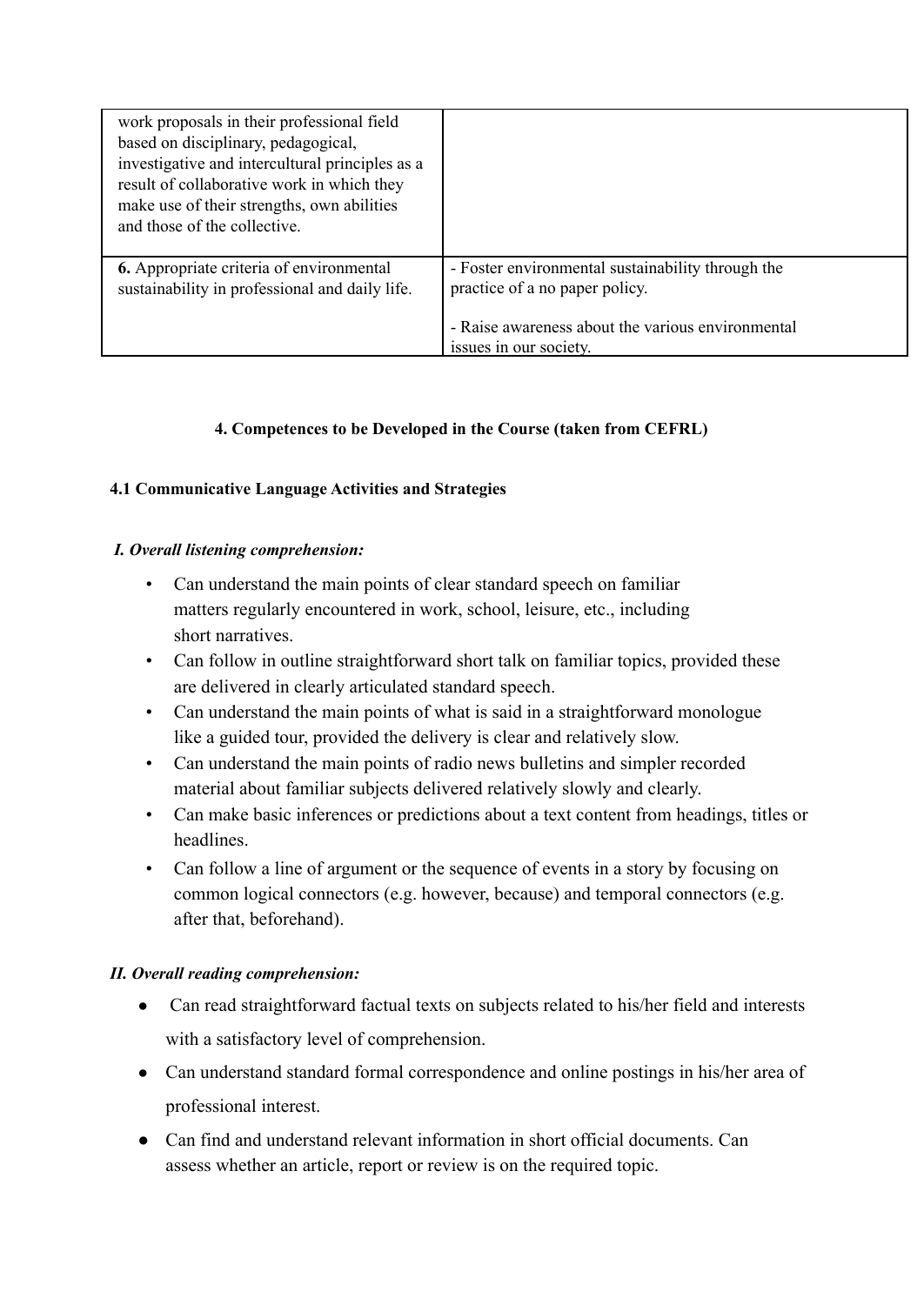| | |
|---|---|
| work proposals in their professional field based on disciplinary, pedagogical, investigative and intercultural principles as a result of collaborative work in which they make use of their strengths, own abilities and those of the collective. | |
| **6.** Appropriate criteria of environmental sustainability in professional and daily life. | - Foster environmental sustainability through the practice of a no paper policy.<br><br>- Raise awareness about the various environmental issues in our society. |

**4. Competences to be Developed in the Course (taken from CEFRL)**

**4.1 Communicative Language Activities and Strategies**

***I. Overall listening comprehension:***

- Can understand the main points of clear standard speech on familiar matters regularly encountered in work, school, leisure, etc., including short narratives.
- Can follow in outline straightforward short talk on familiar topics, provided these are delivered in clearly articulated standard speech.
- Can understand the main points of what is said in a straightforward monologue like a guided tour, provided the delivery is clear and relatively slow.
- Can understand the main points of radio news bulletins and simpler recorded material about familiar subjects delivered relatively slowly and clearly.
- Can make basic inferences or predictions about a text content from headings, titles or headlines.
- Can follow a line of argument or the sequence of events in a story by focusing on common logical connectors (e.g. however, because) and temporal connectors (e.g. after that, beforehand).

***II. Overall reading comprehension:***

- Can read straightforward factual texts on subjects related to his/her field and interests with a satisfactory level of comprehension.
- Can understand standard formal correspondence and online postings in his/her area of professional interest.
- Can find and understand relevant information in short official documents. Can assess whether an article, report or review is on the required topic.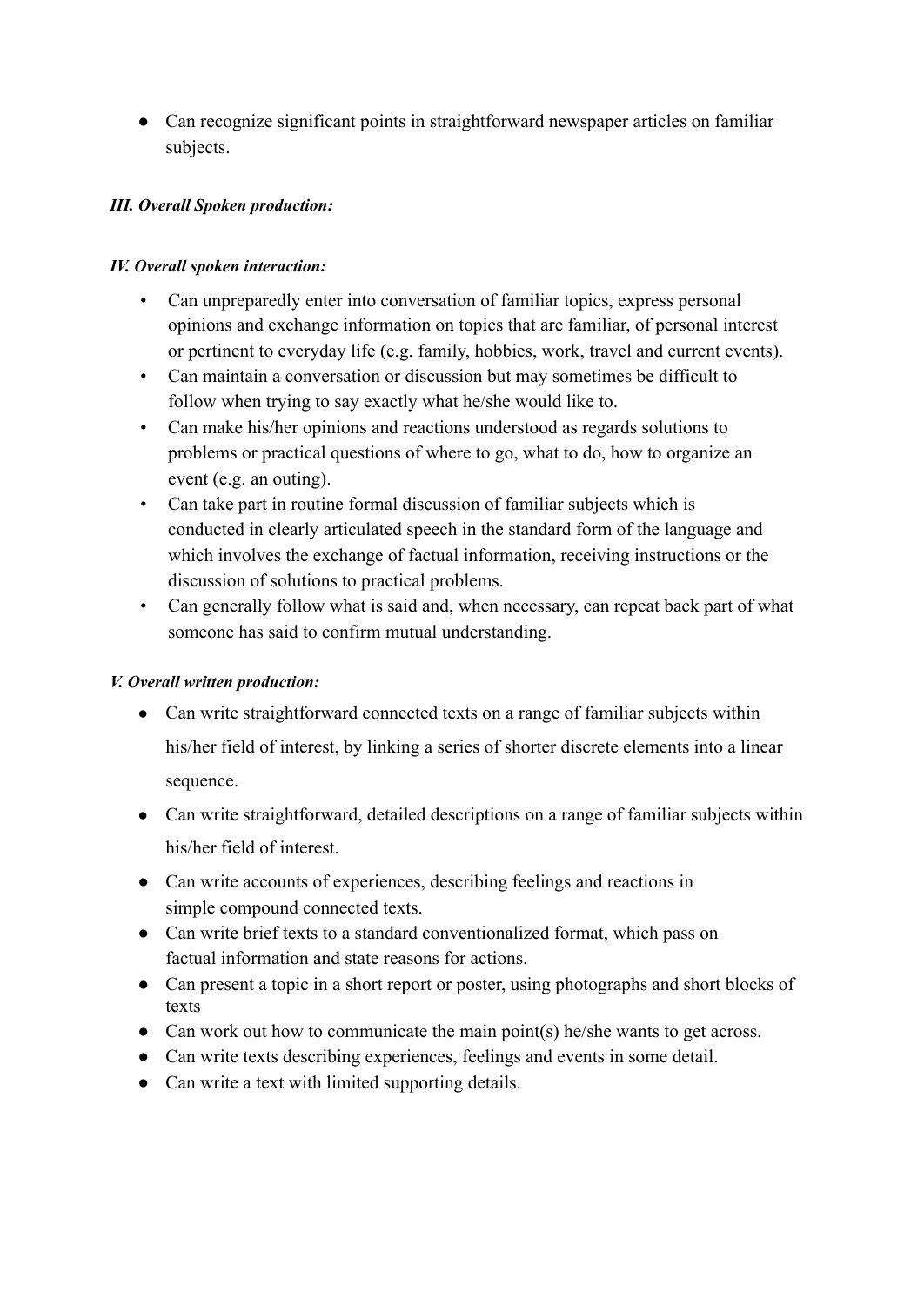- Can recognize significant points in straightforward newspaper articles on familiar subjects.

***III. Overall Spoken production:***

***IV. Overall spoken interaction:***

- Can unpreparedly enter into conversation of familiar topics, express personal opinions and exchange information on topics that are familiar, of personal interest or pertinent to everyday life (e.g. family, hobbies, work, travel and current events).
- Can maintain a conversation or discussion but may sometimes be difficult to follow when trying to say exactly what he/she would like to.
- Can make his/her opinions and reactions understood as regards solutions to problems or practical questions of where to go, what to do, how to organize an event (e.g. an outing).
- Can take part in routine formal discussion of familiar subjects which is conducted in clearly articulated speech in the standard form of the language and which involves the exchange of factual information, receiving instructions or the discussion of solutions to practical problems.
- Can generally follow what is said and, when necessary, can repeat back part of what someone has said to confirm mutual understanding.

***V. Overall written production:***

- Can write straightforward connected texts on a range of familiar subjects within his/her field of interest, by linking a series of shorter discrete elements into a linear sequence.
- Can write straightforward, detailed descriptions on a range of familiar subjects within his/her field of interest.
- Can write accounts of experiences, describing feelings and reactions in simple compound connected texts.
- Can write brief texts to a standard conventionalized format, which pass on factual information and state reasons for actions.
- Can present a topic in a short report or poster, using photographs and short blocks of texts
- Can work out how to communicate the main point(s) he/she wants to get across.
- Can write texts describing experiences, feelings and events in some detail.
- Can write a text with limited supporting details.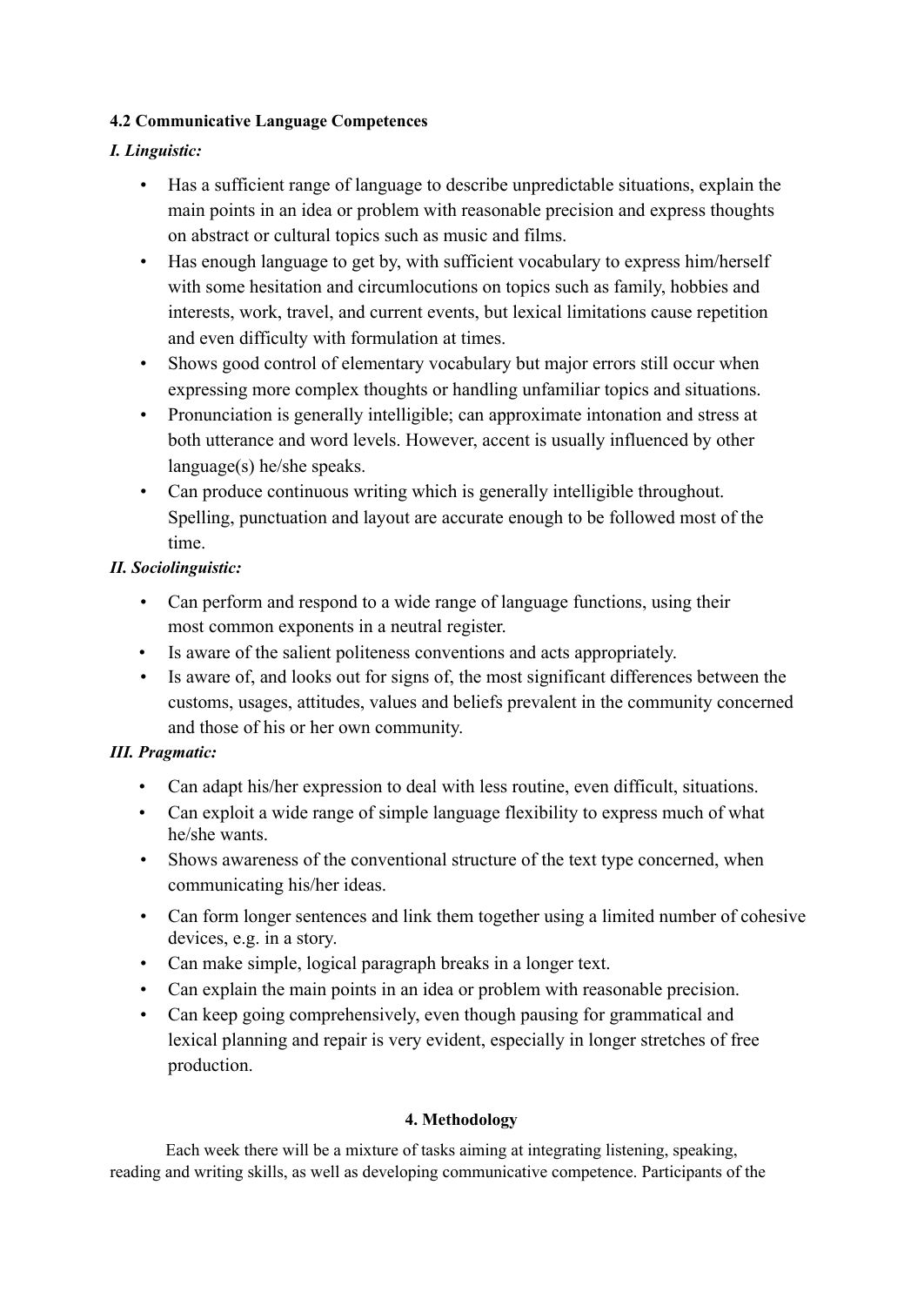**4.2 Communicative Language Competences**

***I. Linguistic:***

- Has a sufficient range of language to describe unpredictable situations, explain the main points in an idea or problem with reasonable precision and express thoughts on abstract or cultural topics such as music and films.
- Has enough language to get by, with sufficient vocabulary to express him/herself with some hesitation and circumlocutions on topics such as family, hobbies and interests, work, travel, and current events, but lexical limitations cause repetition and even difficulty with formulation at times.
- Shows good control of elementary vocabulary but major errors still occur when expressing more complex thoughts or handling unfamiliar topics and situations.
- Pronunciation is generally intelligible; can approximate intonation and stress at both utterance and word levels. However, accent is usually influenced by other language(s) he/she speaks.
- Can produce continuous writing which is generally intelligible throughout. Spelling, punctuation and layout are accurate enough to be followed most of the time.

***II. Sociolinguistic:***

- Can perform and respond to a wide range of language functions, using their most common exponents in a neutral register.
- Is aware of the salient politeness conventions and acts appropriately.
- Is aware of, and looks out for signs of, the most significant differences between the customs, usages, attitudes, values and beliefs prevalent in the community concerned and those of his or her own community.

***III. Pragmatic:***

- Can adapt his/her expression to deal with less routine, even difficult, situations.
- Can exploit a wide range of simple language flexibility to express much of what he/she wants.
- Shows awareness of the conventional structure of the text type concerned, when communicating his/her ideas.
- Can form longer sentences and link them together using a limited number of cohesive devices, e.g. in a story.
- Can make simple, logical paragraph breaks in a longer text.
- Can explain the main points in an idea or problem with reasonable precision.
- Can keep going comprehensively, even though pausing for grammatical and lexical planning and repair is very evident, especially in longer stretches of free production.

## 4. Methodology

Each week there will be a mixture of tasks aiming at integrating listening, speaking, reading and writing skills, as well as developing communicative competence. Participants of the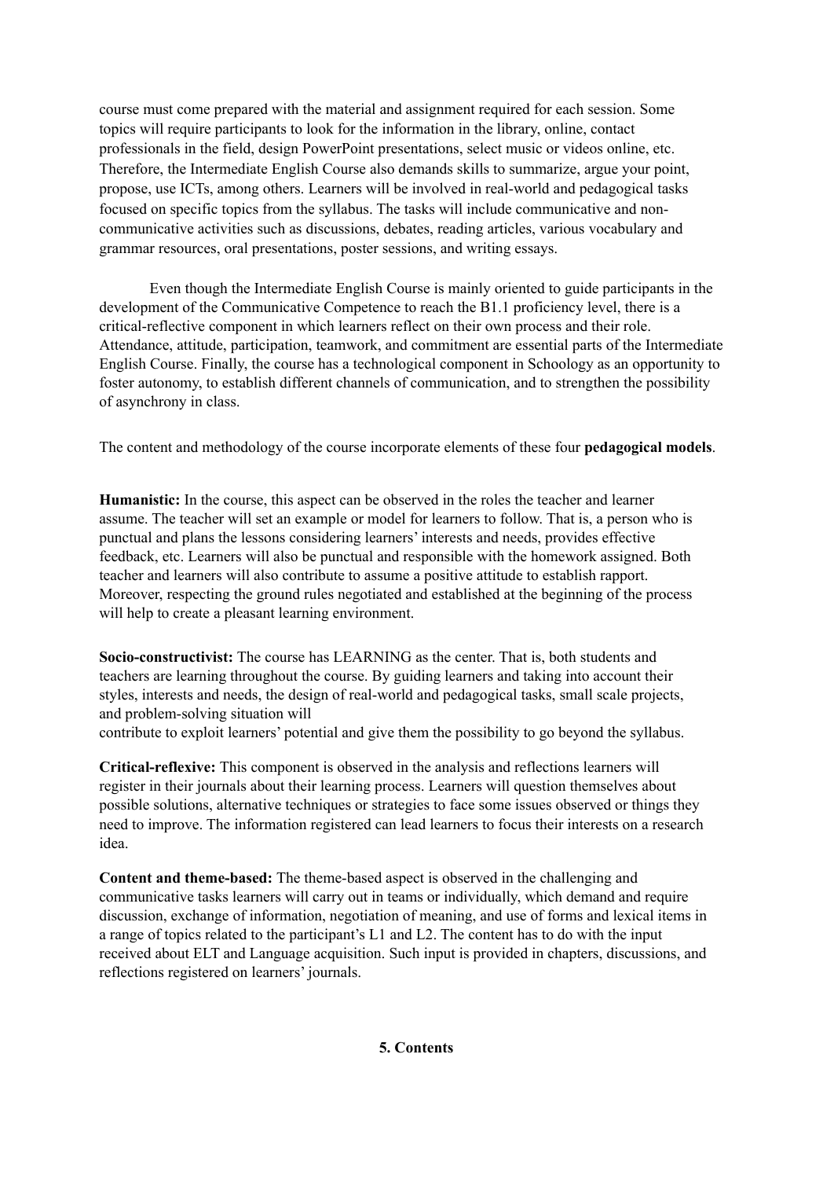course must come prepared with the material and assignment required for each session. Some topics will require participants to look for the information in the library, online, contact professionals in the field, design PowerPoint presentations, select music or videos online, etc. Therefore, the Intermediate English Course also demands skills to summarize, argue your point, propose, use ICTs, among others. Learners will be involved in real-world and pedagogical tasks focused on specific topics from the syllabus. The tasks will include communicative and non-communicative activities such as discussions, debates, reading articles, various vocabulary and grammar resources, oral presentations, poster sessions, and writing essays.

Even though the Intermediate English Course is mainly oriented to guide participants in the development of the Communicative Competence to reach the B1.1 proficiency level, there is a critical-reflective component in which learners reflect on their own process and their role. Attendance, attitude, participation, teamwork, and commitment are essential parts of the Intermediate English Course. Finally, the course has a technological component in Schoology as an opportunity to foster autonomy, to establish different channels of communication, and to strengthen the possibility of asynchrony in class.

The content and methodology of the course incorporate elements of these four **pedagogical models**.

**Humanistic:** In the course, this aspect can be observed in the roles the teacher and learner assume. The teacher will set an example or model for learners to follow. That is, a person who is punctual and plans the lessons considering learners' interests and needs, provides effective feedback, etc. Learners will also be punctual and responsible with the homework assigned. Both teacher and learners will also contribute to assume a positive attitude to establish rapport. Moreover, respecting the ground rules negotiated and established at the beginning of the process will help to create a pleasant learning environment.

**Socio-constructivist:** The course has LEARNING as the center. That is, both students and teachers are learning throughout the course. By guiding learners and taking into account their styles, interests and needs, the design of real-world and pedagogical tasks, small scale projects, and problem-solving situation will
contribute to exploit learners' potential and give them the possibility to go beyond the syllabus.

**Critical-reflexive:** This component is observed in the analysis and reflections learners will register in their journals about their learning process. Learners will question themselves about possible solutions, alternative techniques or strategies to face some issues observed or things they need to improve. The information registered can lead learners to focus their interests on a research idea.

**Content and theme-based:** The theme-based aspect is observed in the challenging and communicative tasks learners will carry out in teams or individually, which demand and require discussion, exchange of information, negotiation of meaning, and use of forms and lexical items in a range of topics related to the participant's L1 and L2. The content has to do with the input received about ELT and Language acquisition. Such input is provided in chapters, discussions, and reflections registered on learners' journals.

## 5. Contents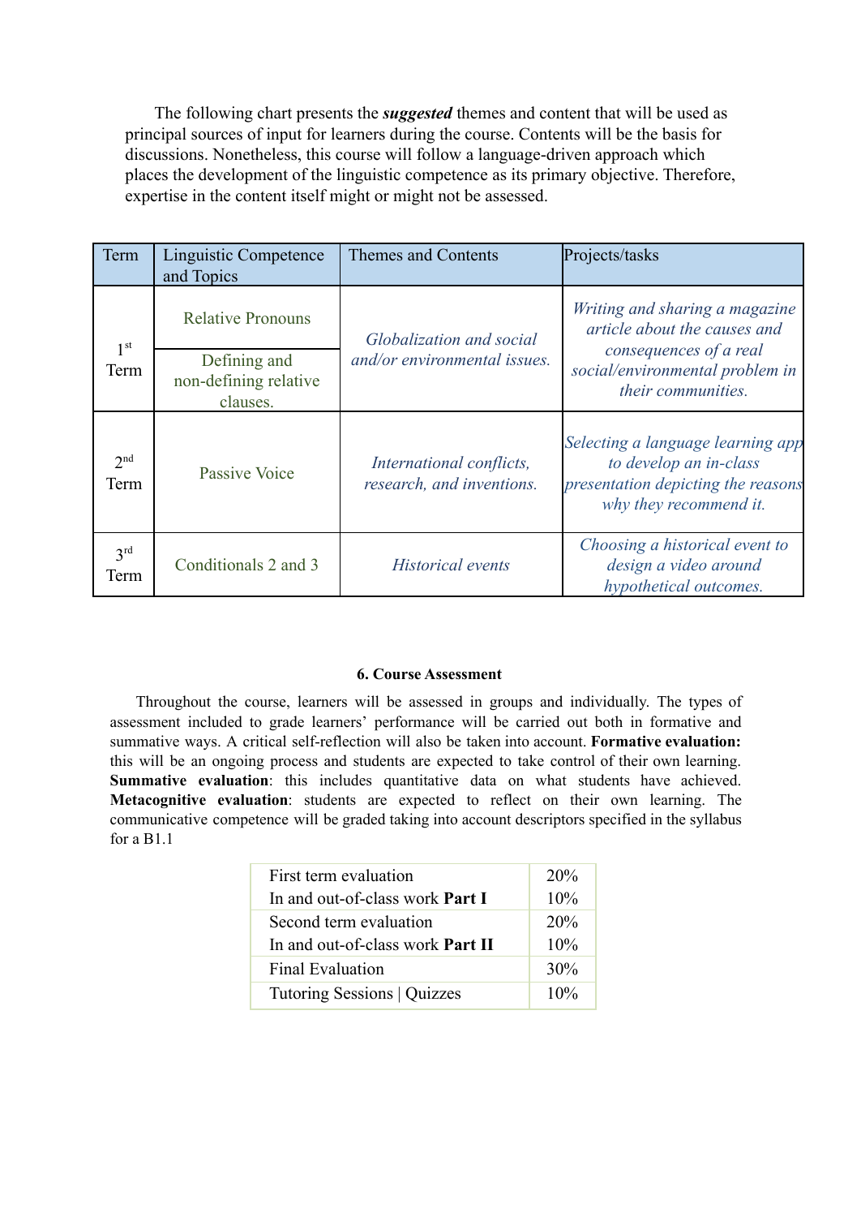The following chart presents the ***suggested*** themes and content that will be used as principal sources of input for learners during the course. Contents will be the basis for discussions. Nonetheless, this course will follow a language-driven approach which places the development of the linguistic competence as its primary objective. Therefore, expertise in the content itself might or might not be assessed.

| Term | Linguistic Competence and Topics | Themes and Contents | Projects/tasks |
|---|---|---|---|
| 1st Term | Relative Pronouns | *Globalization and social and/or environmental issues.* | *Writing and sharing a magazine article about the causes and consequences of a real social/environmental problem in their communities.* |
| | Defining and non-defining relative clauses. | | |
| 2nd Term | Passive Voice | *International conflicts, research, and inventions.* | *Selecting a language learning app to develop an in-class presentation depicting the reasons why they recommend it.* |
| 3rd Term | Conditionals 2 and 3 | *Historical events* | *Choosing a historical event to design a video around hypothetical outcomes.* |

### 6. Course Assessment

Throughout the course, learners will be assessed in groups and individually. The types of assessment included to grade learners' performance will be carried out both in formative and summative ways. A critical self-reflection will also be taken into account. **Formative evaluation:** this will be an ongoing process and students are expected to take control of their own learning. **Summative evaluation**: this includes quantitative data on what students have achieved. **Metacognitive evaluation**: students are expected to reflect on their own learning. The communicative competence will be graded taking into account descriptors specified in the syllabus for a B1.1

| | |
|---|---|
| First term evaluation | 20% |
| In and out-of-class work **Part I** | 10% |
| Second term evaluation | 20% |
| In and out-of-class work **Part II** | 10% |
| Final Evaluation | 30% |
| Tutoring Sessions \| Quizzes | 10% |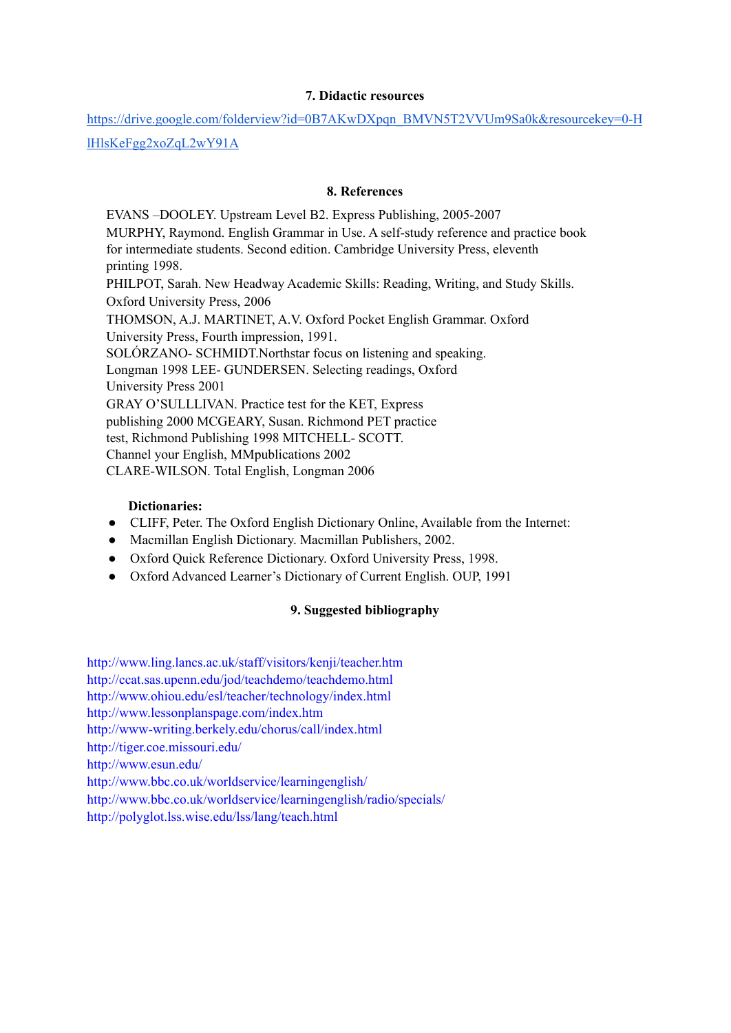## 7. Didactic resources

https://drive.google.com/folderview?id=0B7AKwDXpqn_BMVN5T2VVUm9Sa0k&resourcekey=0-HlHlsKeFgg2xoZqL2wY91A

## 8. References

EVANS –DOOLEY. Upstream Level B2. Express Publishing, 2005-2007
MURPHY, Raymond. English Grammar in Use. A self-study reference and practice book for intermediate students. Second edition. Cambridge University Press, eleventh printing 1998.
PHILPOT, Sarah. New Headway Academic Skills: Reading, Writing, and Study Skills. Oxford University Press, 2006
THOMSON, A.J. MARTINET, A.V. Oxford Pocket English Grammar. Oxford University Press, Fourth impression, 1991.
SOLÓRZANO- SCHMIDT.Northstar focus on listening and speaking. Longman 1998 LEE- GUNDERSEN. Selecting readings, Oxford University Press 2001
GRAY O'SULLLIVAN. Practice test for the KET, Express publishing 2000 MCGEARY, Susan. Richmond PET practice test, Richmond Publishing 1998 MITCHELL- SCOTT. Channel your English, MMpublications 2002
CLARE-WILSON. Total English, Longman 2006

**Dictionaries:**

- CLIFF, Peter. The Oxford English Dictionary Online, Available from the Internet:
- Macmillan English Dictionary. Macmillan Publishers, 2002.
- Oxford Quick Reference Dictionary. Oxford University Press, 1998.
- Oxford Advanced Learner's Dictionary of Current English. OUP, 1991

## 9. Suggested bibliography

http://www.ling.lancs.ac.uk/staff/visitors/kenji/teacher.htm
http://ccat.sas.upenn.edu/jod/teachdemo/teachdemo.html
http://www.ohiou.edu/esl/teacher/technology/index.html
http://www.lessonplanspage.com/index.htm
http://www-writing.berkely.edu/chorus/call/index.html
http://tiger.coe.missouri.edu/
http://www.esun.edu/
http://www.bbc.co.uk/worldservice/learningenglish/
http://www.bbc.co.uk/worldservice/learningenglish/radio/specials/
http://polyglot.lss.wise.edu/lss/lang/teach.html